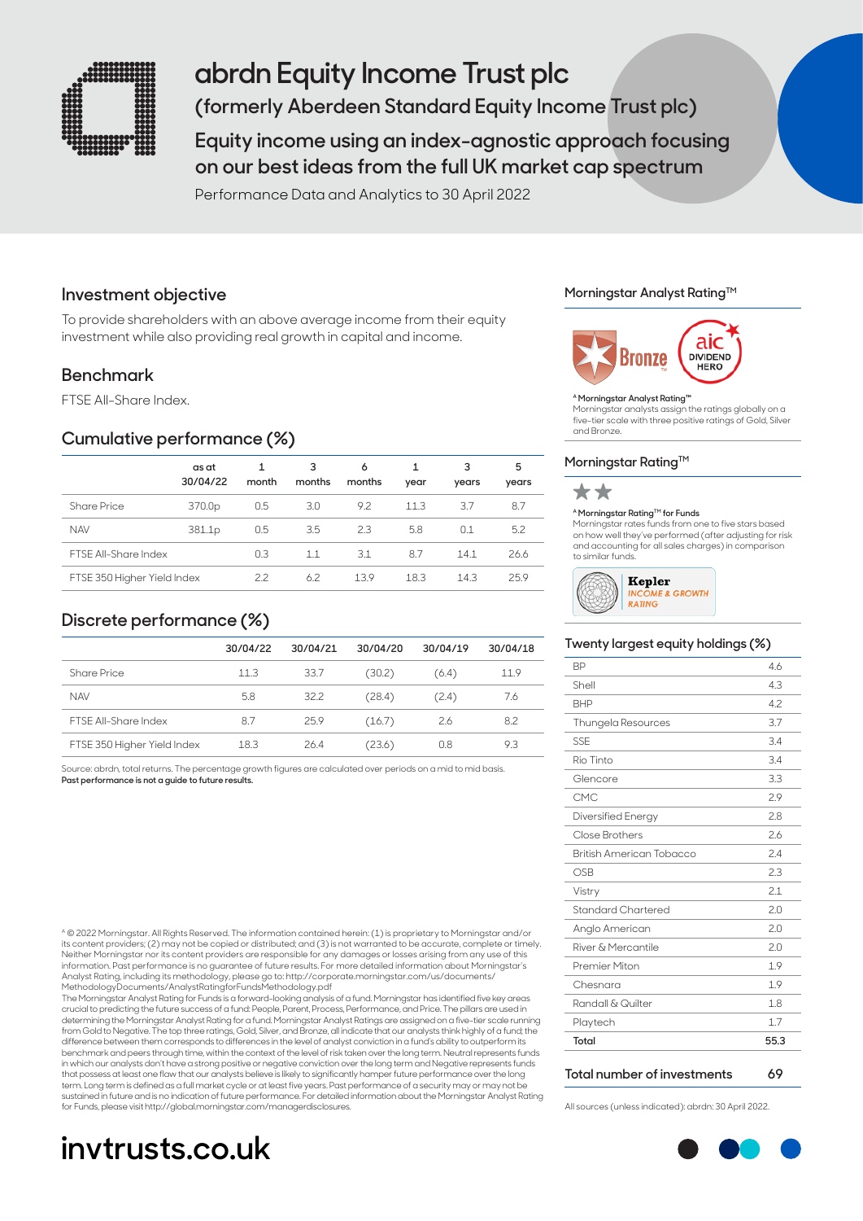# abrdn Equity Income Trust plc

## (formerly Aberdeen Standard Equity Income Trust plc)

## Equity income using an index-agnostic approach focusing on our best ideas from the full UK market cap spectrum

Performance Data and Analytics to 30 April 2022

### Investment objective

To provide shareholders with an above average income from their equity investment while also providing real growth in capital and income.

### Benchmark

FTSE All-Share Index.

### Cumulative performance (%)

| | as at 30/04/22 | 1 month | 3 months | 6 months | 1 year | 3 years | 5 years |
|---|---|---|---|---|---|---|---|
| Share Price | 370.0p | 0.5 | 3.0 | 9.2 | 11.3 | 3.7 | 8.7 |
| NAV | 381.1p | 0.5 | 3.5 | 2.3 | 5.8 | 0.1 | 5.2 |
| FTSE All-Share Index | | 0.3 | 1.1 | 3.1 | 8.7 | 14.1 | 26.6 |
| FTSE 350 Higher Yield Index | | 2.2 | 6.2 | 13.9 | 18.3 | 14.3 | 25.9 |

### Discrete performance (%)

| | 30/04/22 | 30/04/21 | 30/04/20 | 30/04/19 | 30/04/18 |
|---|---|---|---|---|---|
| Share Price | 11.3 | 33.7 | (30.2) | (6.4) | 11.9 |
| NAV | 5.8 | 32.2 | (28.4) | (2.4) | 7.6 |
| FTSE All-Share Index | 8.7 | 25.9 | (16.7) | 2.6 | 8.2 |
| FTSE 350 Higher Yield Index | 18.3 | 26.4 | (23.6) | 0.8 | 9.3 |

Source: abrdn, total returns. The percentage growth figures are calculated over periods on a mid to mid basis.
**Past performance is not a guide to future results.**

### Morningstar Analyst Rating™

Bronze

aic DIVIDEND HERO

^A **Morningstar Analyst Rating™**
Morningstar analysts assign the ratings globally on a five-tier scale with three positive ratings of Gold, Silver and Bronze.

### Morningstar Rating™

★★

^A **Morningstar Rating™ for Funds**
Morningstar rates funds from one to five stars based on how well they've performed (after adjusting for risk and accounting for all sales charges) in comparison to similar funds.

Kepler INCOME & GROWTH RATING

### Twenty largest equity holdings (%)

| | |
|---|---|
| BP | 4.6 |
| Shell | 4.3 |
| BHP | 4.2 |
| Thungela Resources | 3.7 |
| SSE | 3.4 |
| Rio Tinto | 3.4 |
| Glencore | 3.3 |
| CMC | 2.9 |
| Diversified Energy | 2.8 |
| Close Brothers | 2.6 |
| British American Tobacco | 2.4 |
| OSB | 2.3 |
| Vistry | 2.1 |
| Standard Chartered | 2.0 |
| Anglo American | 2.0 |
| River & Mercantile | 2.0 |
| Premier Miton | 1.9 |
| Chesnara | 1.9 |
| Randall & Quilter | 1.8 |
| Playtech | 1.7 |
| **Total** | **55.3** |

### Total number of investments 69

All sources (unless indicated): abrdn: 30 April 2022.

^A © 2022 Morningstar. All Rights Reserved. The information contained herein: (1) is proprietary to Morningstar and/or its content providers; (2) may not be copied or distributed; and (3) is not warranted to be accurate, complete or timely. Neither Morningstar nor its content providers are responsible for any damages or losses arising from any use of this information. Past performance is no guarantee of future results. For more detailed information about Morningstar's Analyst Rating, including its methodology, please go to: http://corporate.morningstar.com/us/documents/MethodologyDocuments/AnalystRatingforFundsMethodology.pdf
The Morningstar Analyst Rating for Funds is a forward-looking analysis of a fund. Morningstar has identified five key areas crucial to predicting the future success of a fund: People, Parent, Process, Performance, and Price. The pillars are used in determining the Morningstar Analyst Rating for a fund. Morningstar Analyst Ratings are assigned on a five-tier scale running from Gold to Negative. The top three ratings, Gold, Silver, and Bronze, all indicate that our analysts think highly of a fund; the difference between them corresponds to differences in the level of analyst conviction in a fund's ability to outperform its benchmark and peers through time, within the context of the level of risk taken over the long term. Neutral represents funds in which our analysts don't have a strong positive or negative conviction over the long term and Negative represents funds that possess at least one flaw that our analysts believe is likely to significantly hamper future performance over the long term. Long term is defined as a full market cycle or at least five years. Past performance of a security may or may not be sustained in future and is no indication of future performance. For detailed information about the Morningstar Analyst Rating for Funds, please visit http://global.morningstar.com/managerdisclosures.

**invtrusts.co.uk**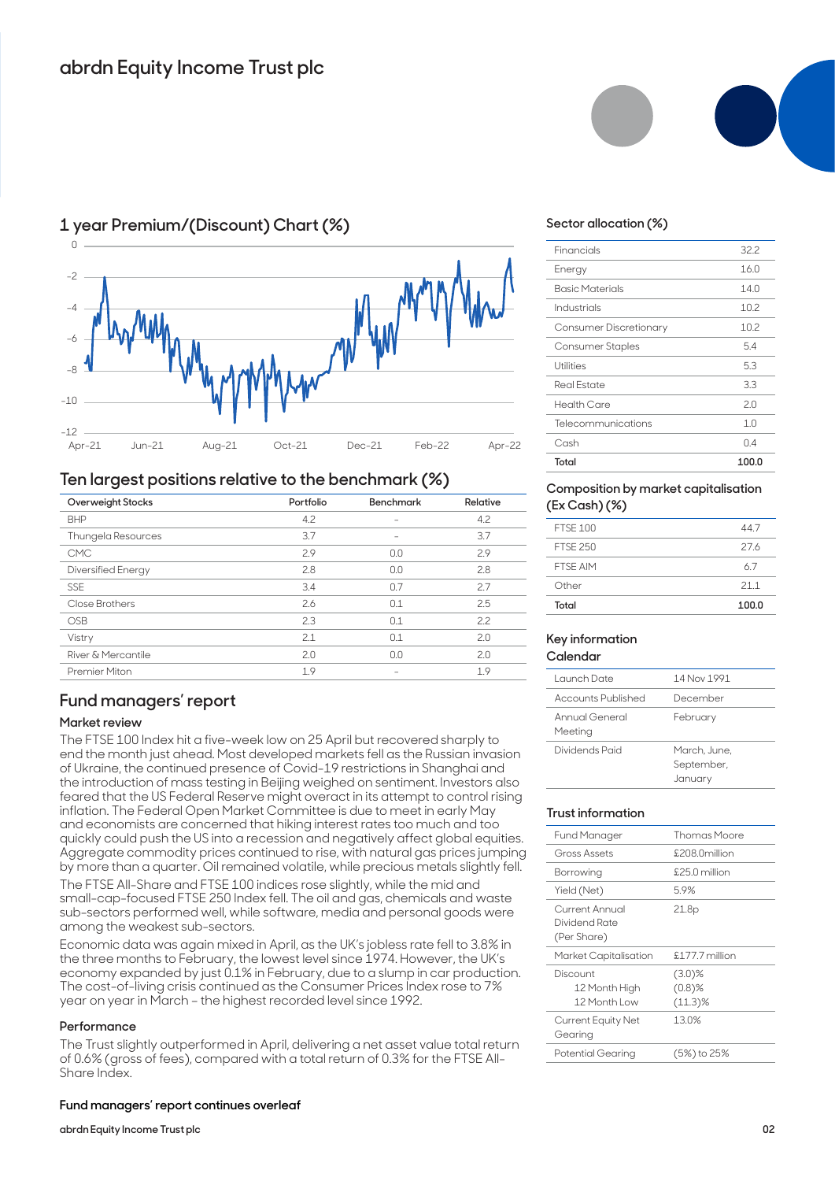# abrdn Equity Income Trust plc

## 1 year Premium/(Discount) Chart (%)

## Ten largest positions relative to the benchmark (%)

| Overweight Stocks | Portfolio | Benchmark | Relative |
|---|---|---|---|
| BHP | 4.2 | – | 4.2 |
| Thungela Resources | 3.7 | – | 3.7 |
| CMC | 2.9 | 0.0 | 2.9 |
| Diversified Energy | 2.8 | 0.0 | 2.8 |
| SSE | 3.4 | 0.7 | 2.7 |
| Close Brothers | 2.6 | 0.1 | 2.5 |
| OSB | 2.3 | 0.1 | 2.2 |
| Vistry | 2.1 | 0.1 | 2.0 |
| River & Mercantile | 2.0 | 0.0 | 2.0 |
| Premier Miton | 1.9 | – | 1.9 |

## Fund managers' report

### Market review

The FTSE 100 Index hit a five-week low on 25 April but recovered sharply to end the month just ahead. Most developed markets fell as the Russian invasion of Ukraine, the continued presence of Covid-19 restrictions in Shanghai and the introduction of mass testing in Beijing weighed on sentiment. Investors also feared that the US Federal Reserve might overact in its attempt to control rising inflation. The Federal Open Market Committee is due to meet in early May and economists are concerned that hiking interest rates too much and too quickly could push the US into a recession and negatively affect global equities. Aggregate commodity prices continued to rise, with natural gas prices jumping by more than a quarter. Oil remained volatile, while precious metals slightly fell.

The FTSE All-Share and FTSE 100 indices rose slightly, while the mid and small-cap-focused FTSE 250 Index fell. The oil and gas, chemicals and waste sub-sectors performed well, while software, media and personal goods were among the weakest sub-sectors.

Economic data was again mixed in April, as the UK's jobless rate fell to 3.8% in the three months to February, the lowest level since 1974. However, the UK's economy expanded by just 0.1% in February, due to a slump in car production. The cost-of-living crisis continued as the Consumer Prices Index rose to 7% year on year in March – the highest recorded level since 1992.

### Performance

The Trust slightly outperformed in April, delivering a net asset value total return of 0.6% (gross of fees), compared with a total return of 0.3% for the FTSE All-Share Index.

**Fund managers' report continues overleaf**

## Sector allocation (%)

| Sector | % |
|---|---|
| Financials | 32.2 |
| Energy | 16.0 |
| Basic Materials | 14.0 |
| Industrials | 10.2 |
| Consumer Discretionary | 10.2 |
| Consumer Staples | 5.4 |
| Utilities | 5.3 |
| Real Estate | 3.3 |
| Health Care | 2.0 |
| Telecommunications | 1.0 |
| Cash | 0.4 |
| **Total** | **100.0** |

## Composition by market capitalisation (Ex Cash) (%)

| Index | % |
|---|---|
| FTSE 100 | 44.7 |
| FTSE 250 | 27.6 |
| FTSE AIM | 6.7 |
| Other | 21.1 |
| **Total** | **100.0** |

## Key information

### Calendar

| | |
|---|---|
| Launch Date | 14 Nov 1991 |
| Accounts Published | December |
| Annual General Meeting | February |
| Dividends Paid | March, June, September, January |

### Trust information

| | |
|---|---|
| Fund Manager | Thomas Moore |
| Gross Assets | £208.0million |
| Borrowing | £25.0 million |
| Yield (Net) | 5.9% |
| Current Annual Dividend Rate (Per Share) | 21.8p |
| Market Capitalisation | £177.7 million |
| Discount | (3.0)% |
| 12 Month High | (0.8)% |
| 12 Month Low | (11.3)% |
| Current Equity Net Gearing | 13.0% |
| Potential Gearing | (5%) to 25% |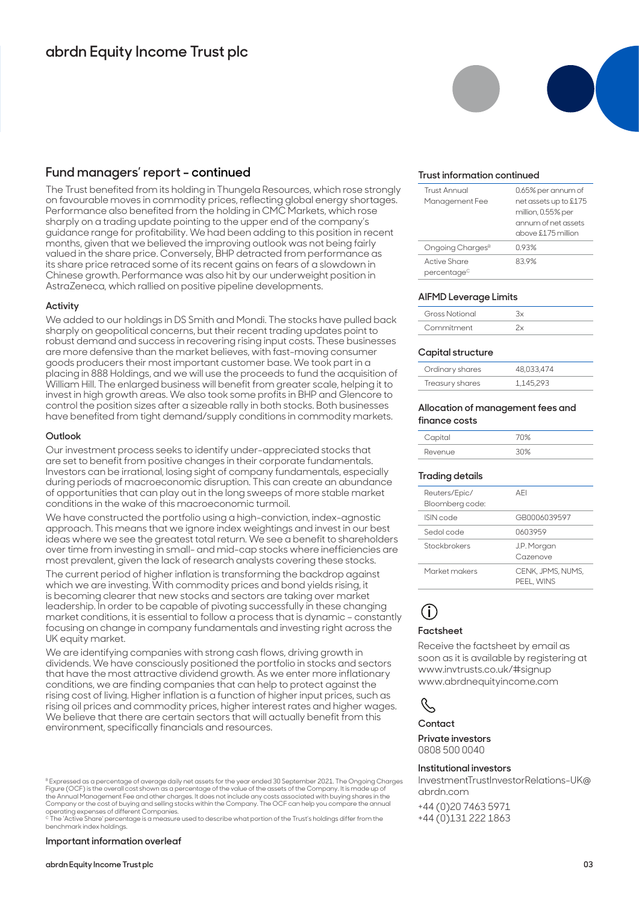## Fund managers' report - continued

The Trust benefited from its holding in Thungela Resources, which rose strongly on favourable moves in commodity prices, reflecting global energy shortages. Performance also benefited from the holding in CMC Markets, which rose sharply on a trading update pointing to the upper end of the company's guidance range for profitability. We had been adding to this position in recent months, given that we believed the improving outlook was not being fairly valued in the share price. Conversely, BHP detracted from performance as its share price retraced some of its recent gains on fears of a slowdown in Chinese growth. Performance was also hit by our underweight position in AstraZeneca, which rallied on positive pipeline developments.

### Activity

We added to our holdings in DS Smith and Mondi. The stocks have pulled back sharply on geopolitical concerns, but their recent trading updates point to robust demand and success in recovering rising input costs. These businesses are more defensive than the market believes, with fast-moving consumer goods producers their most important customer base. We took part in a placing in 888 Holdings, and we will use the proceeds to fund the acquisition of William Hill. The enlarged business will benefit from greater scale, helping it to invest in high growth areas. We also took some profits in BHP and Glencore to control the position sizes after a sizeable rally in both stocks. Both businesses have benefited from tight demand/supply conditions in commodity markets.

### Outlook

Our investment process seeks to identify under-appreciated stocks that are set to benefit from positive changes in their corporate fundamentals. Investors can be irrational, losing sight of company fundamentals, especially during periods of macroeconomic disruption. This can create an abundance of opportunities that can play out in the long sweeps of more stable market conditions in the wake of this macroeconomic turmoil.

We have constructed the portfolio using a high-conviction, index-agnostic approach. This means that we ignore index weightings and invest in our best ideas where we see the greatest total return. We see a benefit to shareholders over time from investing in small- and mid-cap stocks where inefficiencies are most prevalent, given the lack of research analysts covering these stocks.

The current period of higher inflation is transforming the backdrop against which we are investing. With commodity prices and bond yields rising, it is becoming clearer that new stocks and sectors are taking over market leadership. In order to be capable of pivoting successfully in these changing market conditions, it is essential to follow a process that is dynamic – constantly focusing on change in company fundamentals and investing right across the UK equity market.

We are identifying companies with strong cash flows, driving growth in dividends. We have consciously positioned the portfolio in stocks and sectors that have the most attractive dividend growth. As we enter more inflationary conditions, we are finding companies that can help to protect against the rising cost of living. Higher inflation is a function of higher input prices, such as rising oil prices and commodity prices, higher interest rates and higher wages. We believe that there are certain sectors that will actually benefit from this environment, specifically financials and resources.

[B] Expressed as a percentage of average daily net assets for the year ended 30 September 2021. The Ongoing Charges Figure (OCF) is the overall cost shown as a percentage of the value of the assets of the Company. It is made up of the Annual Management Fee and other charges. It does not include any costs associated with buying shares in the Company or the cost of buying and selling stocks within the Company. The OCF can help you compare the annual operating expenses of different Companies.
[C] The 'Active Share' percentage is a measure used to describe what portion of the Trust's holdings differ from the benchmark index holdings.

**Important information overleaf**

### Trust information continued

| | |
|---|---|
| Trust Annual Management Fee | 0.65% per annum of net assets up to £175 million, 0.55% per annum of net assets above £175 million |
| Ongoing Charges[B] | 0.93% |
| Active Share percentage[C] | 83.9% |

### AIFMD Leverage Limits

| | |
|---|---|
| Gross Notional | 3x |
| Commitment | 2x |

### Capital structure

| | |
|---|---|
| Ordinary shares | 48,033,474 |
| Treasury shares | 1,145,293 |

### Allocation of management fees and finance costs

| | |
|---|---|
| Capital | 70% |
| Revenue | 30% |

### Trading details

| | |
|---|---|
| Reuters/Epic/ Bloomberg code: | AEI |
| ISIN code | GB0006039597 |
| Sedol code | 0603959 |
| Stockbrokers | J.P. Morgan Cazenove |
| Market makers | CENK, JPMS, NUMS, PEEL, WINS |

### Factsheet

Receive the factsheet by email as soon as it is available by registering at www.invtrusts.co.uk/#signup
www.abrdnequityincome.com

### Contact

**Private investors**
0808 500 0040

**Institutional investors**
InvestmentTrustInvestorRelations-UK@abrdn.com

+44 (0)20 7463 5971
+44 (0)131 222 1863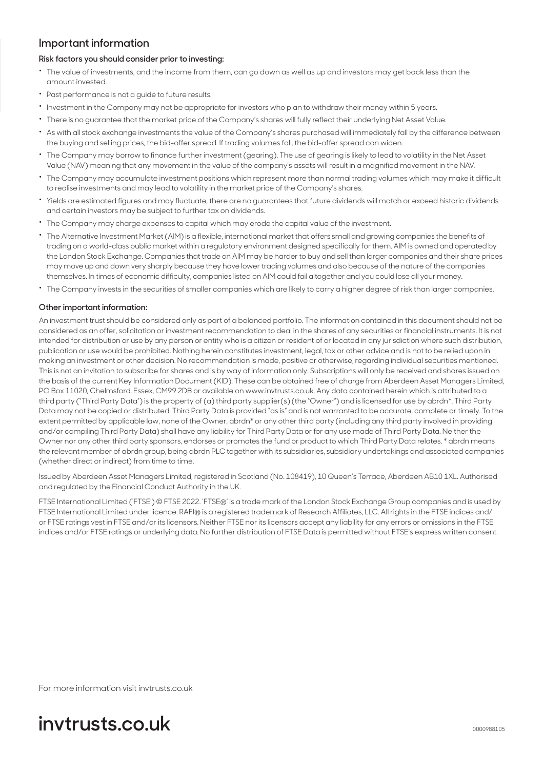## Important information

### Risk factors you should consider prior to investing:

- The value of investments, and the income from them, can go down as well as up and investors may get back less than the amount invested.
- Past performance is not a guide to future results.
- Investment in the Company may not be appropriate for investors who plan to withdraw their money within 5 years.
- There is no guarantee that the market price of the Company's shares will fully reflect their underlying Net Asset Value.
- As with all stock exchange investments the value of the Company's shares purchased will immediately fall by the difference between the buying and selling prices, the bid-offer spread. If trading volumes fall, the bid-offer spread can widen.
- The Company may borrow to finance further investment (gearing). The use of gearing is likely to lead to volatility in the Net Asset Value (NAV) meaning that any movement in the value of the company's assets will result in a magnified movement in the NAV.
- The Company may accumulate investment positions which represent more than normal trading volumes which may make it difficult to realise investments and may lead to volatility in the market price of the Company's shares.
- Yields are estimated figures and may fluctuate, there are no guarantees that future dividends will match or exceed historic dividends and certain investors may be subject to further tax on dividends.
- The Company may charge expenses to capital which may erode the capital value of the investment.
- The Alternative Investment Market (AIM) is a flexible, international market that offers small and growing companies the benefits of trading on a world-class public market within a regulatory environment designed specifically for them. AIM is owned and operated by the London Stock Exchange. Companies that trade on AIM may be harder to buy and sell than larger companies and their share prices may move up and down very sharply because they have lower trading volumes and also because of the nature of the companies themselves. In times of economic difficulty, companies listed on AIM could fail altogether and you could lose all your money.
- The Company invests in the securities of smaller companies which are likely to carry a higher degree of risk than larger companies.

### Other important information:

An investment trust should be considered only as part of a balanced portfolio. The information contained in this document should not be considered as an offer, solicitation or investment recommendation to deal in the shares of any securities or financial instruments. It is not intended for distribution or use by any person or entity who is a citizen or resident of or located in any jurisdiction where such distribution, publication or use would be prohibited. Nothing herein constitutes investment, legal, tax or other advice and is not to be relied upon in making an investment or other decision. No recommendation is made, positive or otherwise, regarding individual securities mentioned. This is not an invitation to subscribe for shares and is by way of information only. Subscriptions will only be received and shares issued on the basis of the current Key Information Document (KID). These can be obtained free of charge from Aberdeen Asset Managers Limited, PO Box 11020, Chelmsford, Essex, CM99 2DB or available on www.invtrusts.co.uk. Any data contained herein which is attributed to a third party ("Third Party Data") is the property of (a) third party supplier(s) (the "Owner") and is licensed for use by abrdn*. Third Party Data may not be copied or distributed. Third Party Data is provided "as is" and is not warranted to be accurate, complete or timely. To the extent permitted by applicable law, none of the Owner, abrdn* or any other third party (including any third party involved in providing and/or compiling Third Party Data) shall have any liability for Third Party Data or for any use made of Third Party Data. Neither the Owner nor any other third party sponsors, endorses or promotes the fund or product to which Third Party Data relates. * abrdn means the relevant member of abrdn group, being abrdn PLC together with its subsidiaries, subsidiary undertakings and associated companies (whether direct or indirect) from time to time.

Issued by Aberdeen Asset Managers Limited, registered in Scotland (No. 108419), 10 Queen's Terrace, Aberdeen AB10 1XL. Authorised and regulated by the Financial Conduct Authority in the UK.

FTSE International Limited ('FTSE') © FTSE 2022. 'FTSE®' is a trade mark of the London Stock Exchange Group companies and is used by FTSE International Limited under licence. RAFI® is a registered trademark of Research Affiliates, LLC. All rights in the FTSE indices and/or FTSE ratings vest in FTSE and/or its licensors. Neither FTSE nor its licensors accept any liability for any errors or omissions in the FTSE indices and/or FTSE ratings or underlying data. No further distribution of FTSE Data is permitted without FTSE's express written consent.

For more information visit invtrusts.co.uk

**invtrusts.co.uk**

0000988105